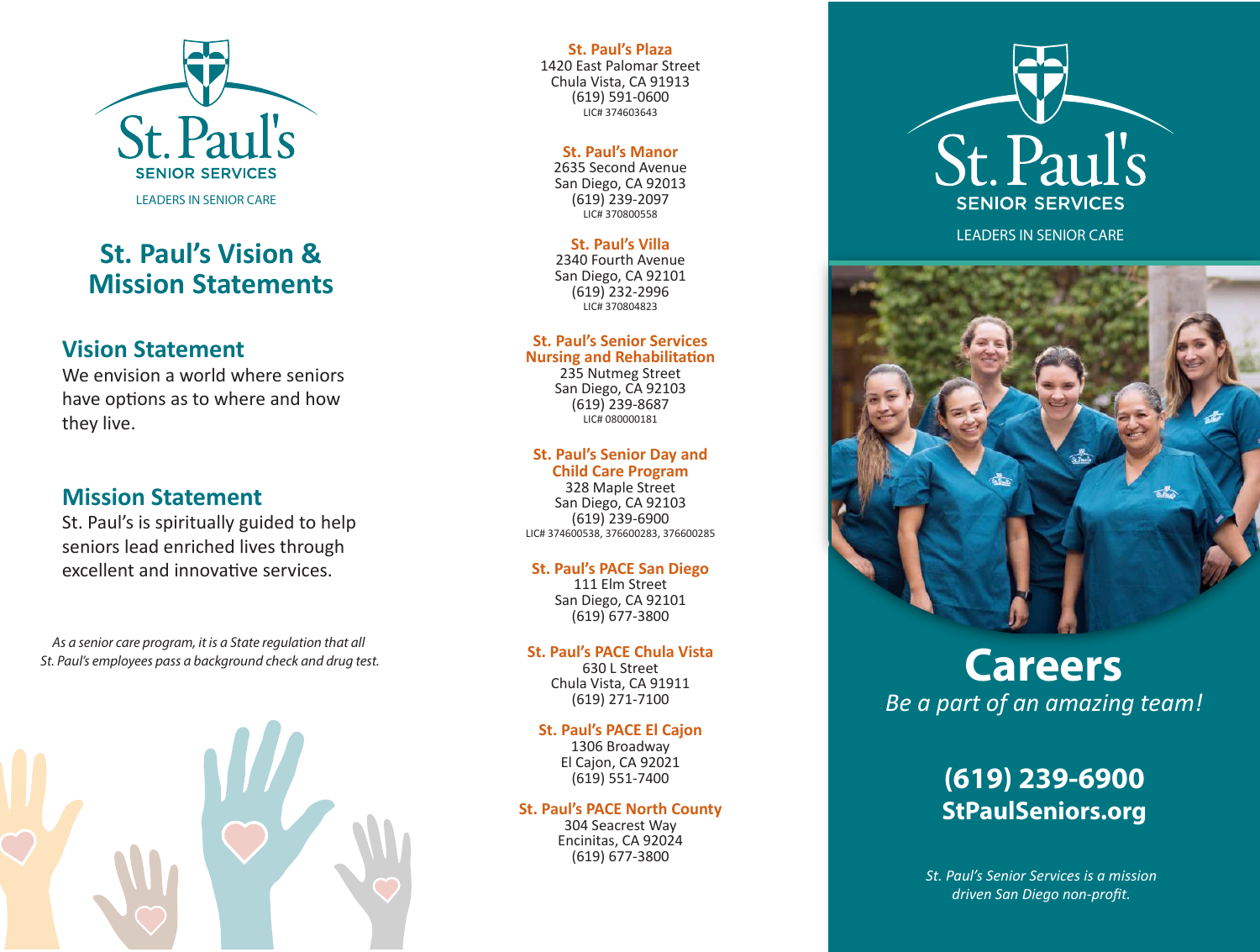St. Paul's
SENIOR SERVICES
LEADERS IN SENIOR CARE

# St. Paul's Vision & Mission Statements

## Vision Statement

We envision a world where seniors have options as to where and how they live.

## Mission Statement

St. Paul's is spiritually guided to help seniors lead enriched lives through excellent and innovative services.

*As a senior care program, it is a State regulation that all St. Paul's employees pass a background check and drug test.*

**St. Paul's Plaza**
1420 East Palomar Street
Chula Vista, CA 91913
(619) 591-0600
LIC# 374603643

**St. Paul's Manor**
2635 Second Avenue
San Diego, CA 92013
(619) 239-2097
LIC# 370800558

**St. Paul's Villa**
2340 Fourth Avenue
San Diego, CA 92101
(619) 232-2996
LIC# 370804823

**St. Paul's Senior Services Nursing and Rehabilitation**
235 Nutmeg Street
San Diego, CA 92103
(619) 239-8687
LIC# 080000181

**St. Paul's Senior Day and Child Care Program**
328 Maple Street
San Diego, CA 92103
(619) 239-6900
LIC# 374600538, 376600283, 376600285

**St. Paul's PACE San Diego**
111 Elm Street
San Diego, CA 92101
(619) 677-3800

**St. Paul's PACE Chula Vista**
630 L Street
Chula Vista, CA 91911
(619) 271-7100

**St. Paul's PACE El Cajon**
1306 Broadway
El Cajon, CA 92021
(619) 551-7400

**St. Paul's PACE North County**
304 Seacrest Way
Encinitas, CA 92024
(619) 677-3800

St. Paul's
SENIOR SERVICES
LEADERS IN SENIOR CARE

# Careers

*Be a part of an amazing team!*

## (619) 239-6900
## StPaulSeniors.org

*St. Paul's Senior Services is a mission driven San Diego non-profit.*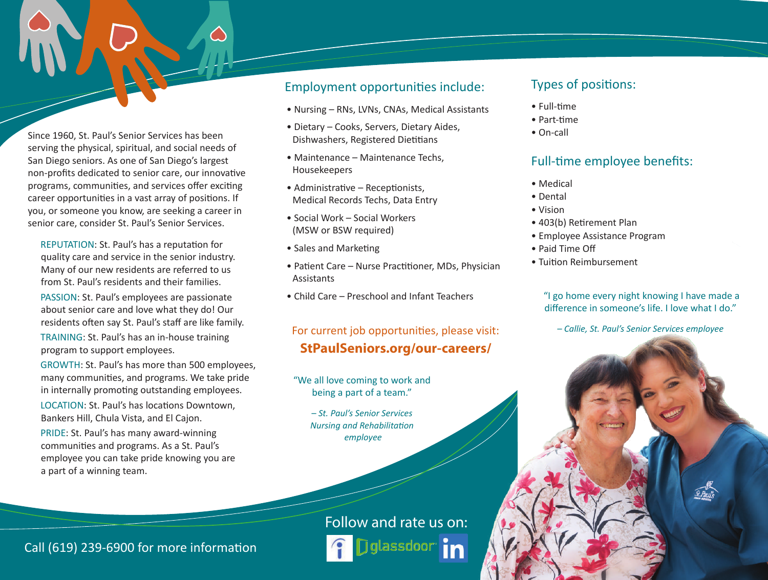Since 1960, St. Paul's Senior Services has been serving the physical, spiritual, and social needs of San Diego seniors. As one of San Diego's largest non-profits dedicated to senior care, our innovative programs, communities, and services offer exciting career opportunities in a vast array of positions. If you, or someone you know, are seeking a career in senior care, consider St. Paul's Senior Services.

REPUTATION: St. Paul's has a reputation for quality care and service in the senior industry. Many of our new residents are referred to us from St. Paul's residents and their families.

PASSION: St. Paul's employees are passionate about senior care and love what they do! Our residents often say St. Paul's staff are like family.

TRAINING: St. Paul's has an in-house training program to support employees.

GROWTH: St. Paul's has more than 500 employees, many communities, and programs. We take pride in internally promoting outstanding employees.

LOCATION: St. Paul's has locations Downtown, Bankers Hill, Chula Vista, and El Cajon.

PRIDE: St. Paul's has many award-winning communities and programs. As a St. Paul's employee you can take pride knowing you are a part of a winning team.

Call (619) 239-6900 for more information

## Employment opportunities include:

- Nursing – RNs, LVNs, CNAs, Medical Assistants
- Dietary – Cooks, Servers, Dietary Aides, Dishwashers, Registered Dietitians
- Maintenance – Maintenance Techs, Housekeepers
- Administrative – Receptionists, Medical Records Techs, Data Entry
- Social Work – Social Workers (MSW or BSW required)
- Sales and Marketing
- Patient Care – Nurse Practitioner, MDs, Physician Assistants
- Child Care – Preschool and Infant Teachers

For current job opportunities, please visit:
**StPaulSeniors.org/our-careers/**

"We all love coming to work and being a part of a team."

*– St. Paul's Senior Services Nursing and Rehabilitation employee*

Follow and rate us on:

## Types of positions:

- Full-time
- Part-time
- On-call

## Full-time employee benefits:

- Medical
- Dental
- Vision
- 403(b) Retirement Plan
- Employee Assistance Program
- Paid Time Off
- Tuition Reimbursement

"I go home every night knowing I have made a difference in someone's life. I love what I do."

*– Callie, St. Paul's Senior Services employee*